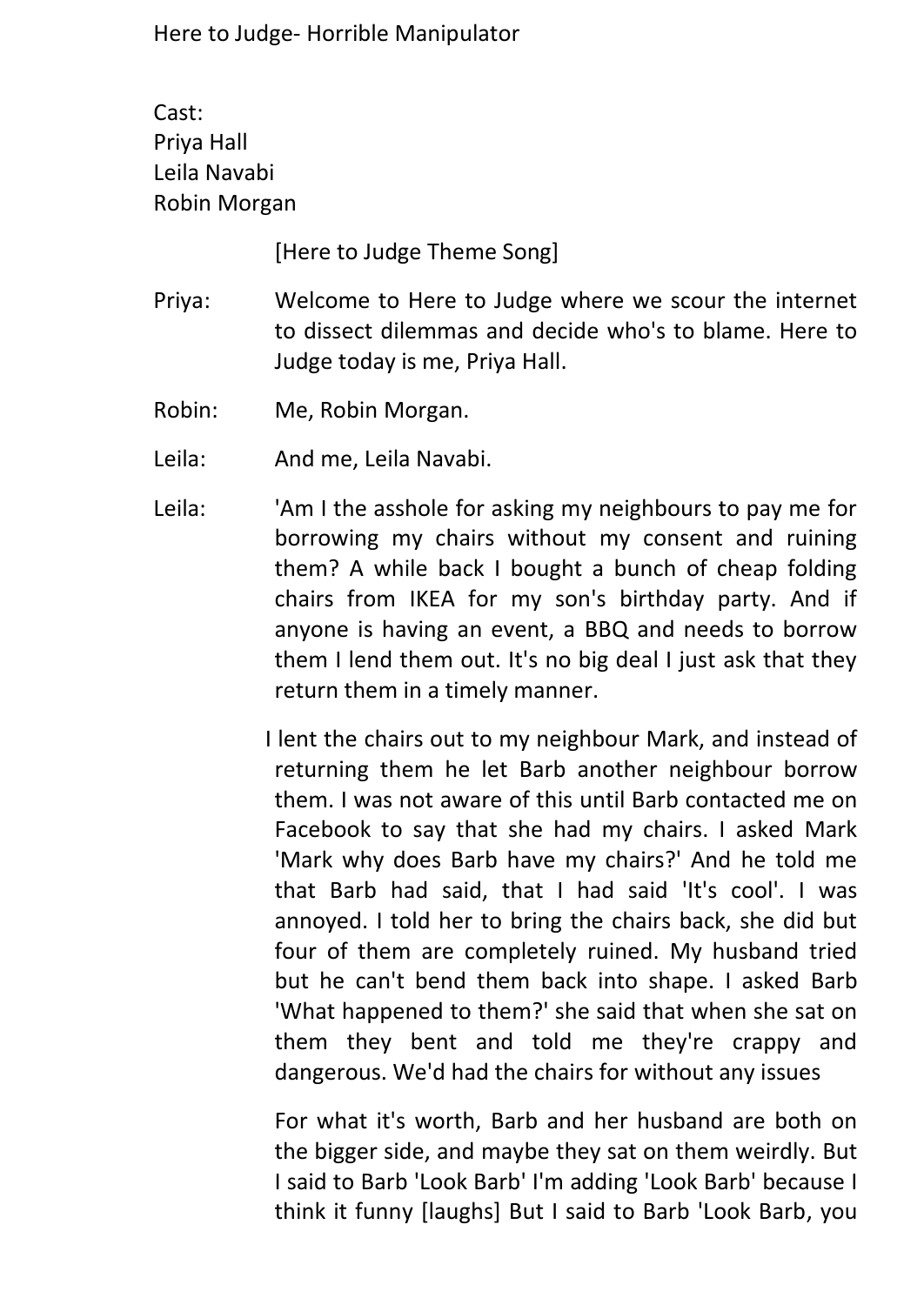Here to Judge- Horrible Manipulator

Cast:
Priya Hall
Leila Navabi
Robin Morgan

[Here to Judge Theme Song]

Priya: Welcome to Here to Judge where we scour the internet to dissect dilemmas and decide who's to blame. Here to Judge today is me, Priya Hall.

Robin: Me, Robin Morgan.

Leila: And me, Leila Navabi.

Leila: 'Am I the asshole for asking my neighbours to pay me for borrowing my chairs without my consent and ruining them? A while back I bought a bunch of cheap folding chairs from IKEA for my son's birthday party. And if anyone is having an event, a BBQ and needs to borrow them I lend them out. It's no big deal I just ask that they return them in a timely manner.

I lent the chairs out to my neighbour Mark, and instead of returning them he let Barb another neighbour borrow them. I was not aware of this until Barb contacted me on Facebook to say that she had my chairs. I asked Mark 'Mark why does Barb have my chairs?' And he told me that Barb had said, that I had said 'It's cool'. I was annoyed. I told her to bring the chairs back, she did but four of them are completely ruined. My husband tried but he can't bend them back into shape. I asked Barb 'What happened to them?' she said that when she sat on them they bent and told me they're crappy and dangerous. We'd had the chairs for without any issues

For what it's worth, Barb and her husband are both on the bigger side, and maybe they sat on them weirdly. But I said to Barb 'Look Barb' I'm adding 'Look Barb' because I think it funny [laughs] But I said to Barb 'Look Barb, you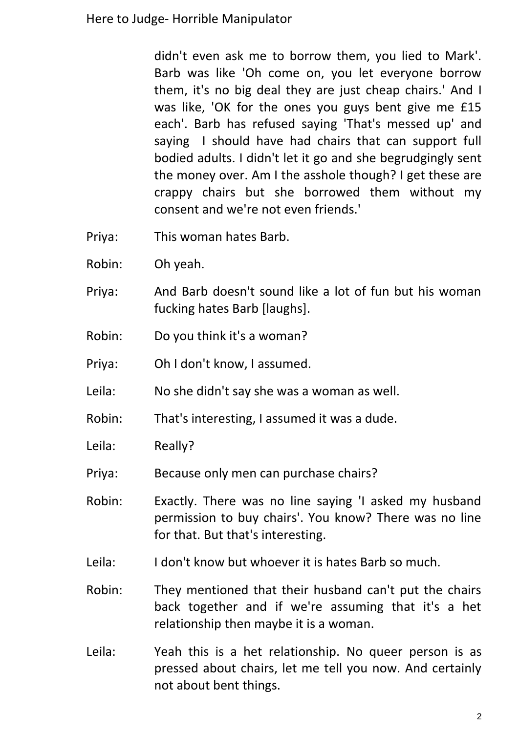didn't even ask me to borrow them, you lied to Mark'. Barb was like 'Oh come on, you let everyone borrow them, it's no big deal they are just cheap chairs.' And I was like, 'OK for the ones you guys bent give me £15 each'. Barb has refused saying 'That's messed up' and saying I should have had chairs that can support full bodied adults. I didn't let it go and she begrudgingly sent the money over. Am I the asshole though? I get these are crappy chairs but she borrowed them without my consent and we're not even friends.'

Priya: This woman hates Barb.

Robin: Oh yeah.

Priya: And Barb doesn't sound like a lot of fun but his woman fucking hates Barb [laughs].

Robin: Do you think it's a woman?

Priya: Oh I don't know, I assumed.

Leila: No she didn't say she was a woman as well.

Robin: That's interesting, I assumed it was a dude.

Leila: Really?

Priya: Because only men can purchase chairs?

Robin: Exactly. There was no line saying 'I asked my husband permission to buy chairs'. You know? There was no line for that. But that's interesting.

Leila: I don't know but whoever it is hates Barb so much.

Robin: They mentioned that their husband can't put the chairs back together and if we're assuming that it's a het relationship then maybe it is a woman.

Leila: Yeah this is a het relationship. No queer person is as pressed about chairs, let me tell you now. And certainly not about bent things.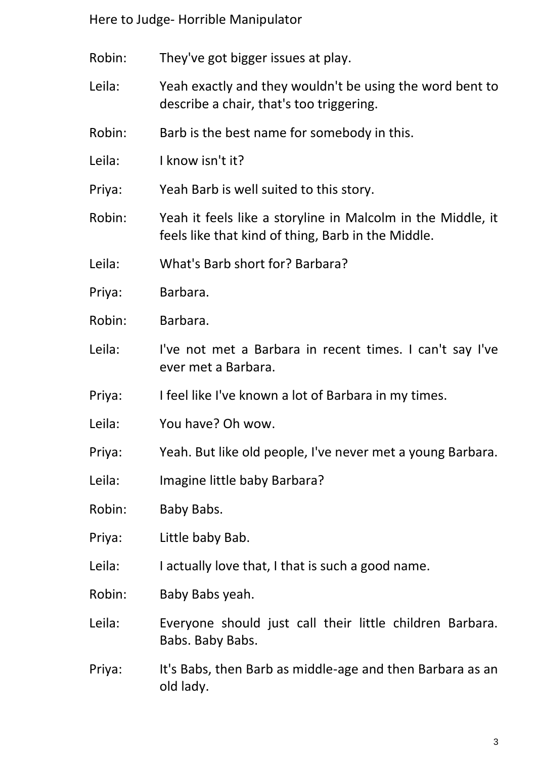Robin: They've got bigger issues at play.

Leila: Yeah exactly and they wouldn't be using the word bent to describe a chair, that's too triggering.

Robin: Barb is the best name for somebody in this.

Leila: I know isn't it?

Priya: Yeah Barb is well suited to this story.

Robin: Yeah it feels like a storyline in Malcolm in the Middle, it feels like that kind of thing, Barb in the Middle.

Leila: What's Barb short for? Barbara?

Priya: Barbara.

Robin: Barbara.

Leila: I've not met a Barbara in recent times. I can't say I've ever met a Barbara.

Priya: I feel like I've known a lot of Barbara in my times.

Leila: You have? Oh wow.

Priya: Yeah. But like old people, I've never met a young Barbara.

Leila: Imagine little baby Barbara?

Robin: Baby Babs.

Priya: Little baby Bab.

Leila: I actually love that, I that is such a good name.

Robin: Baby Babs yeah.

Leila: Everyone should just call their little children Barbara. Babs. Baby Babs.

Priya: It's Babs, then Barb as middle-age and then Barbara as an old lady.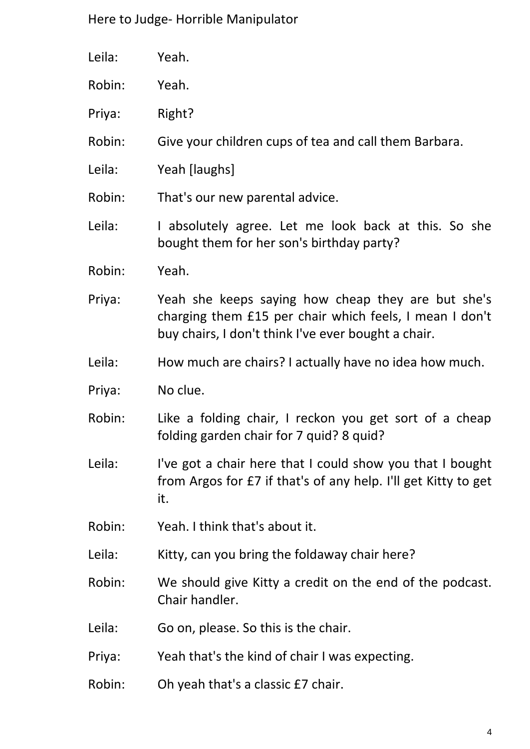Leila: Yeah.

Robin: Yeah.

Priya: Right?

Robin: Give your children cups of tea and call them Barbara.

Leila: Yeah [laughs]

Robin: That's our new parental advice.

Leila: I absolutely agree. Let me look back at this. So she bought them for her son's birthday party?

Robin: Yeah.

Priya: Yeah she keeps saying how cheap they are but she's charging them £15 per chair which feels, I mean I don't buy chairs, I don't think I've ever bought a chair.

Leila: How much are chairs? I actually have no idea how much.

Priya: No clue.

Robin: Like a folding chair, I reckon you get sort of a cheap folding garden chair for 7 quid? 8 quid?

Leila: I've got a chair here that I could show you that I bought from Argos for £7 if that's of any help. I'll get Kitty to get it.

Robin: Yeah. I think that's about it.

Leila: Kitty, can you bring the foldaway chair here?

Robin: We should give Kitty a credit on the end of the podcast. Chair handler.

Leila: Go on, please. So this is the chair.

Priya: Yeah that's the kind of chair I was expecting.

Robin: Oh yeah that's a classic £7 chair.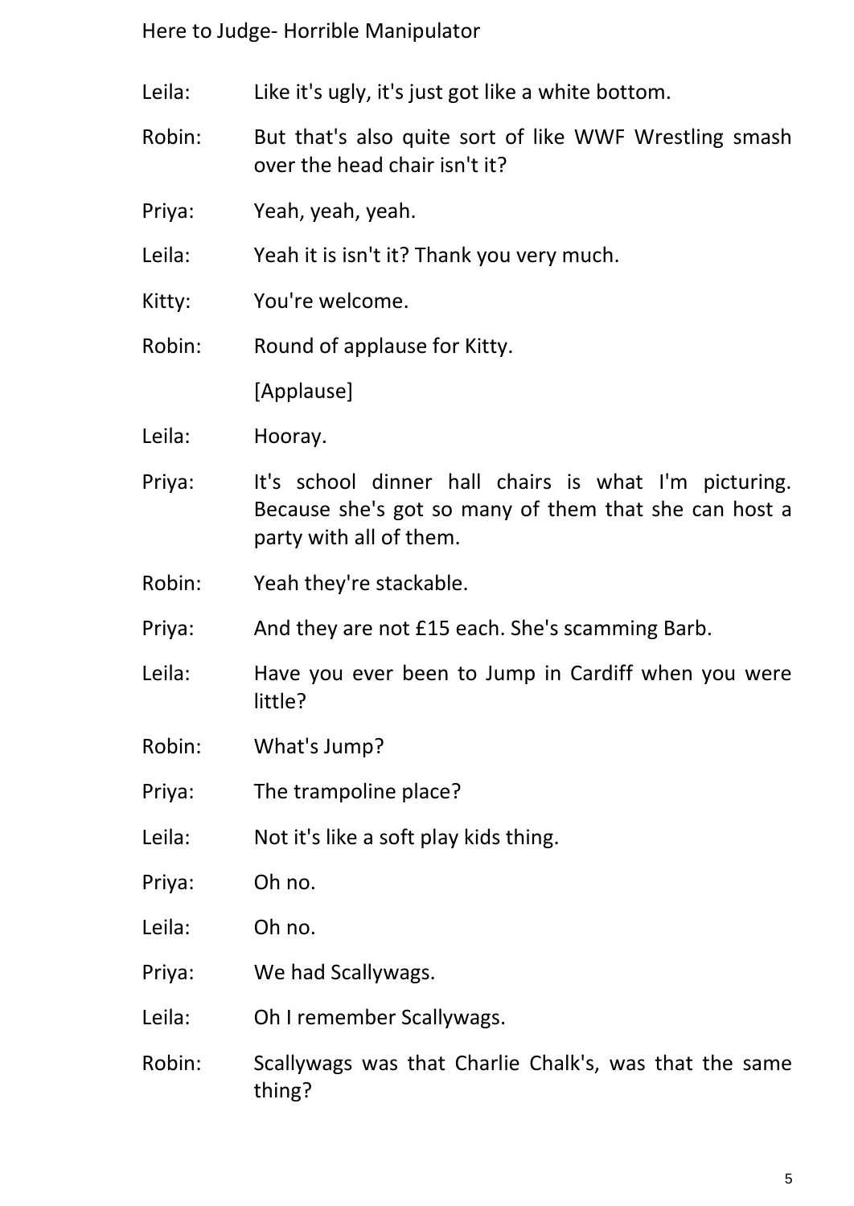Leila: Like it's ugly, it's just got like a white bottom.

Robin: But that's also quite sort of like WWF Wrestling smash over the head chair isn't it?

Priya: Yeah, yeah, yeah.

Leila: Yeah it is isn't it? Thank you very much.

Kitty: You're welcome.

Robin: Round of applause for Kitty.

[Applause]

Leila: Hooray.

Priya: It's school dinner hall chairs is what I'm picturing. Because she's got so many of them that she can host a party with all of them.

Robin: Yeah they're stackable.

Priya: And they are not £15 each. She's scamming Barb.

Leila: Have you ever been to Jump in Cardiff when you were little?

Robin: What's Jump?

Priya: The trampoline place?

Leila: Not it's like a soft play kids thing.

Priya: Oh no.

Leila: Oh no.

Priya: We had Scallywags.

Leila: Oh I remember Scallywags.

Robin: Scallywags was that Charlie Chalk's, was that the same thing?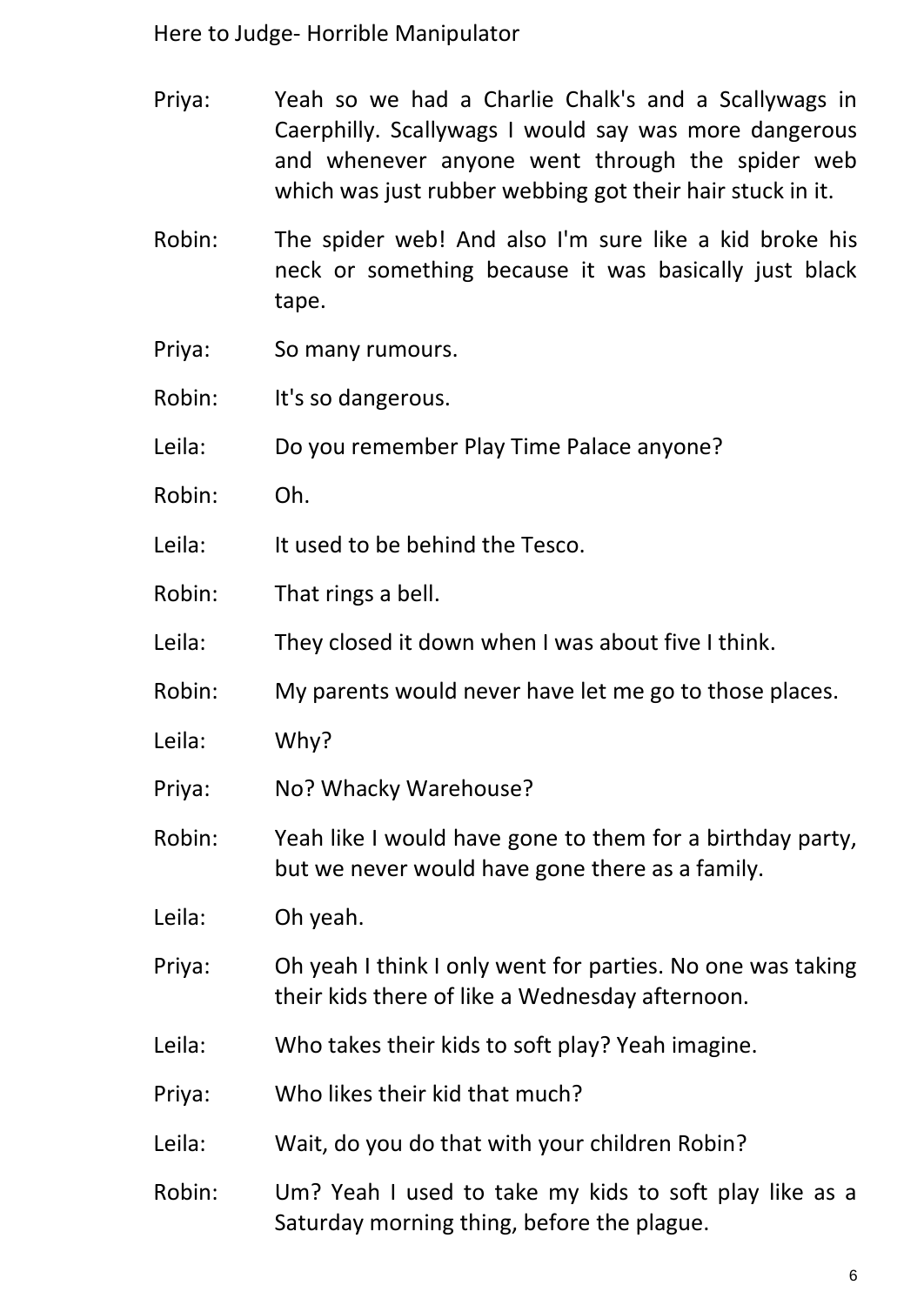Priya: Yeah so we had a Charlie Chalk's and a Scallywags in Caerphilly. Scallywags I would say was more dangerous and whenever anyone went through the spider web which was just rubber webbing got their hair stuck in it.

Robin: The spider web! And also I'm sure like a kid broke his neck or something because it was basically just black tape.

Priya: So many rumours.

Robin: It's so dangerous.

Leila: Do you remember Play Time Palace anyone?

Robin: Oh.

Leila: It used to be behind the Tesco.

Robin: That rings a bell.

Leila: They closed it down when I was about five I think.

Robin: My parents would never have let me go to those places.

Leila: Why?

Priya: No? Whacky Warehouse?

Robin: Yeah like I would have gone to them for a birthday party, but we never would have gone there as a family.

Leila: Oh yeah.

Priya: Oh yeah I think I only went for parties. No one was taking their kids there of like a Wednesday afternoon.

Leila: Who takes their kids to soft play? Yeah imagine.

Priya: Who likes their kid that much?

Leila: Wait, do you do that with your children Robin?

Robin: Um? Yeah I used to take my kids to soft play like as a Saturday morning thing, before the plague.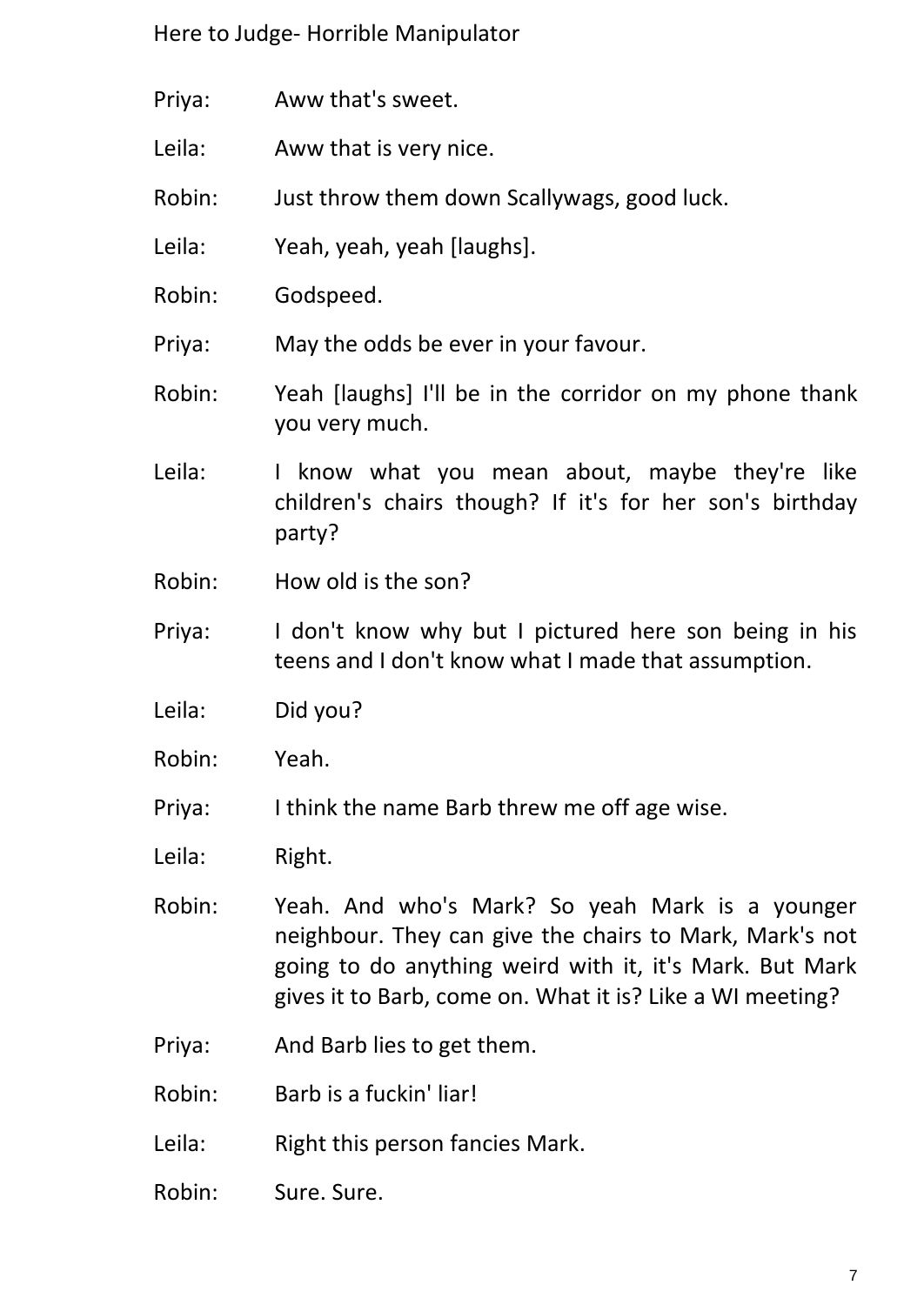Priya: Aww that's sweet.

Leila: Aww that is very nice.

Robin: Just throw them down Scallywags, good luck.

Leila: Yeah, yeah, yeah [laughs].

Robin: Godspeed.

Priya: May the odds be ever in your favour.

Robin: Yeah [laughs] I'll be in the corridor on my phone thank you very much.

Leila: I know what you mean about, maybe they're like children's chairs though? If it's for her son's birthday party?

Robin: How old is the son?

Priya: I don't know why but I pictured here son being in his teens and I don't know what I made that assumption.

Leila: Did you?

Robin: Yeah.

Priya: I think the name Barb threw me off age wise.

Leila: Right.

Robin: Yeah. And who's Mark? So yeah Mark is a younger neighbour. They can give the chairs to Mark, Mark's not going to do anything weird with it, it's Mark. But Mark gives it to Barb, come on. What it is? Like a WI meeting?

Priya: And Barb lies to get them.

Robin: Barb is a fuckin' liar!

Leila: Right this person fancies Mark.

Robin: Sure. Sure.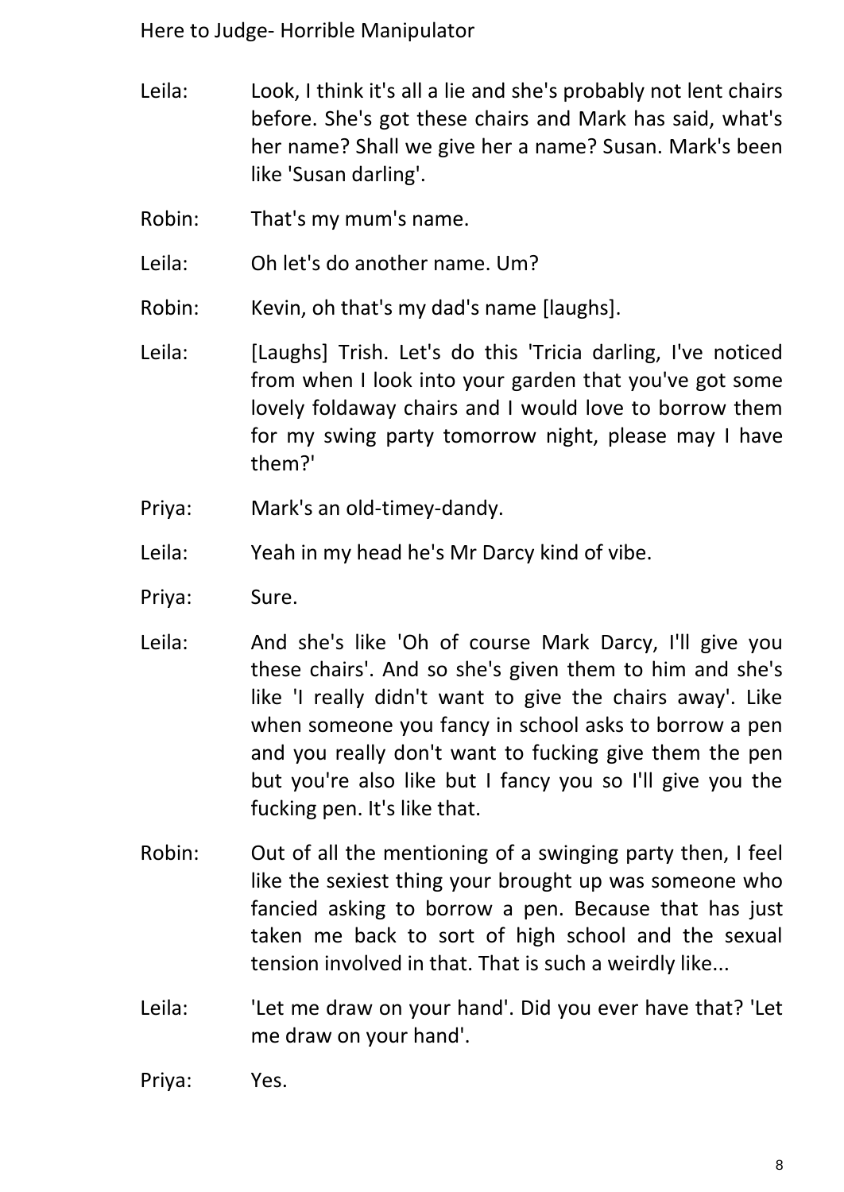Leila: Look, I think it's all a lie and she's probably not lent chairs before. She's got these chairs and Mark has said, what's her name? Shall we give her a name? Susan. Mark's been like 'Susan darling'.

Robin: That's my mum's name.

Leila: Oh let's do another name. Um?

Robin: Kevin, oh that's my dad's name [laughs].

Leila: [Laughs] Trish. Let's do this 'Tricia darling, I've noticed from when I look into your garden that you've got some lovely foldaway chairs and I would love to borrow them for my swing party tomorrow night, please may I have them?'

Priya: Mark's an old-timey-dandy.

Leila: Yeah in my head he's Mr Darcy kind of vibe.

Priya: Sure.

Leila: And she's like 'Oh of course Mark Darcy, I'll give you these chairs'. And so she's given them to him and she's like 'I really didn't want to give the chairs away'. Like when someone you fancy in school asks to borrow a pen and you really don't want to fucking give them the pen but you're also like but I fancy you so I'll give you the fucking pen. It's like that.

Robin: Out of all the mentioning of a swinging party then, I feel like the sexiest thing your brought up was someone who fancied asking to borrow a pen. Because that has just taken me back to sort of high school and the sexual tension involved in that. That is such a weirdly like...

Leila: 'Let me draw on your hand'. Did you ever have that? 'Let me draw on your hand'.

Priya: Yes.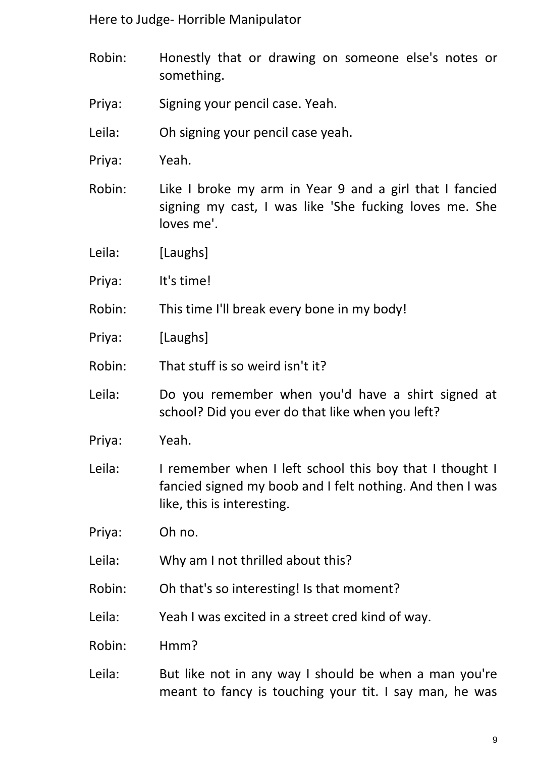Robin: Honestly that or drawing on someone else's notes or something.

Priya: Signing your pencil case. Yeah.

Leila: Oh signing your pencil case yeah.

Priya: Yeah.

Robin: Like I broke my arm in Year 9 and a girl that I fancied signing my cast, I was like 'She fucking loves me. She loves me'.

Leila: [Laughs]

Priya: It's time!

Robin: This time I'll break every bone in my body!

Priya: [Laughs]

Robin: That stuff is so weird isn't it?

Leila: Do you remember when you'd have a shirt signed at school? Did you ever do that like when you left?

Priya: Yeah.

Leila: I remember when I left school this boy that I thought I fancied signed my boob and I felt nothing. And then I was like, this is interesting.

Priya: Oh no.

Leila: Why am I not thrilled about this?

Robin: Oh that's so interesting! Is that moment?

Leila: Yeah I was excited in a street cred kind of way.

Robin: Hmm?

Leila: But like not in any way I should be when a man you're meant to fancy is touching your tit. I say man, he was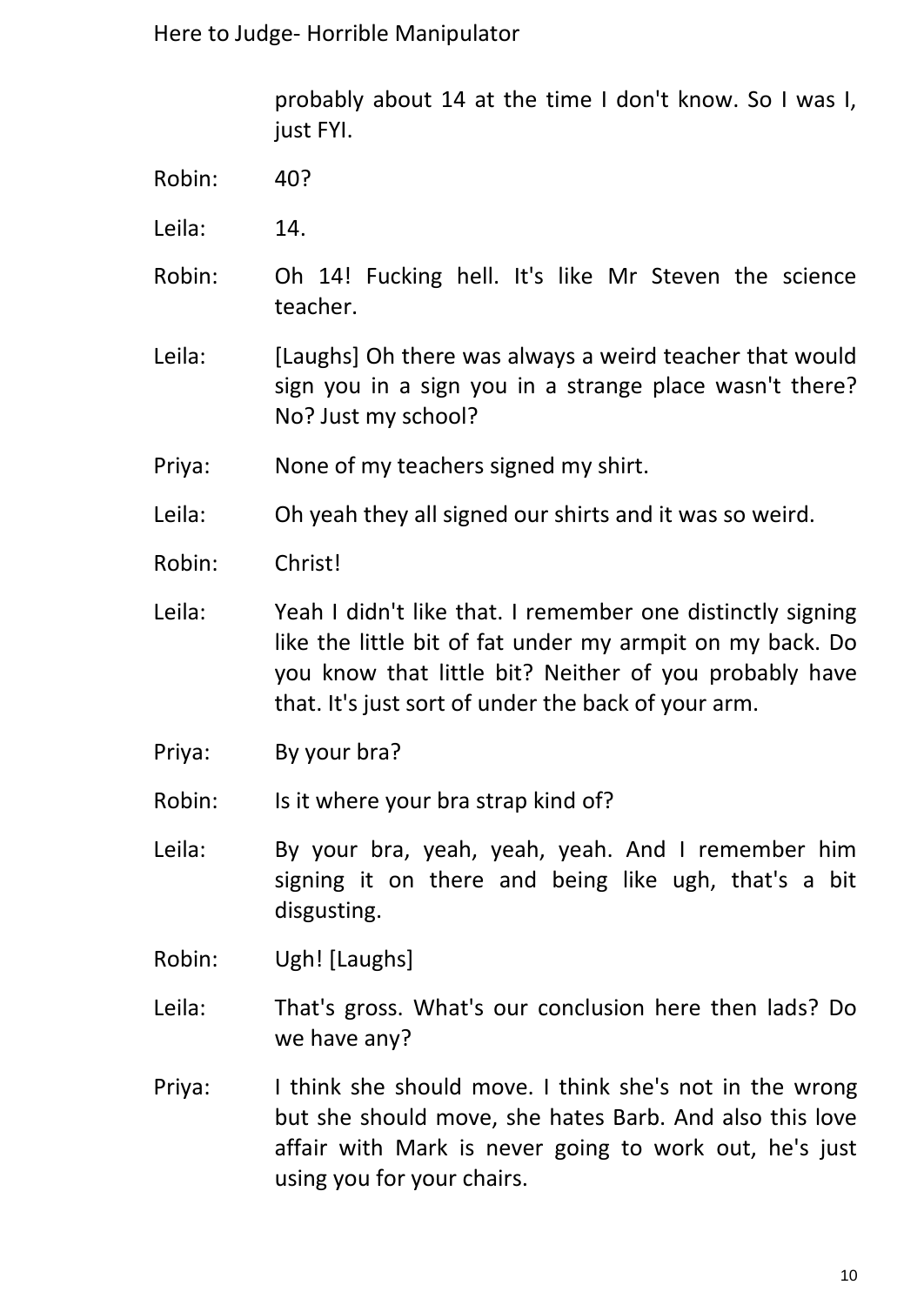probably about 14 at the time I don't know. So I was I, just FYI.

Robin: 40?

Leila: 14.

Robin: Oh 14! Fucking hell. It's like Mr Steven the science teacher.

Leila: [Laughs] Oh there was always a weird teacher that would sign you in a sign you in a strange place wasn't there? No? Just my school?

Priya: None of my teachers signed my shirt.

Leila: Oh yeah they all signed our shirts and it was so weird.

Robin: Christ!

Leila: Yeah I didn't like that. I remember one distinctly signing like the little bit of fat under my armpit on my back. Do you know that little bit? Neither of you probably have that. It's just sort of under the back of your arm.

Priya: By your bra?

Robin: Is it where your bra strap kind of?

Leila: By your bra, yeah, yeah, yeah. And I remember him signing it on there and being like ugh, that's a bit disgusting.

Robin: Ugh! [Laughs]

Leila: That's gross. What's our conclusion here then lads? Do we have any?

Priya: I think she should move. I think she's not in the wrong but she should move, she hates Barb. And also this love affair with Mark is never going to work out, he's just using you for your chairs.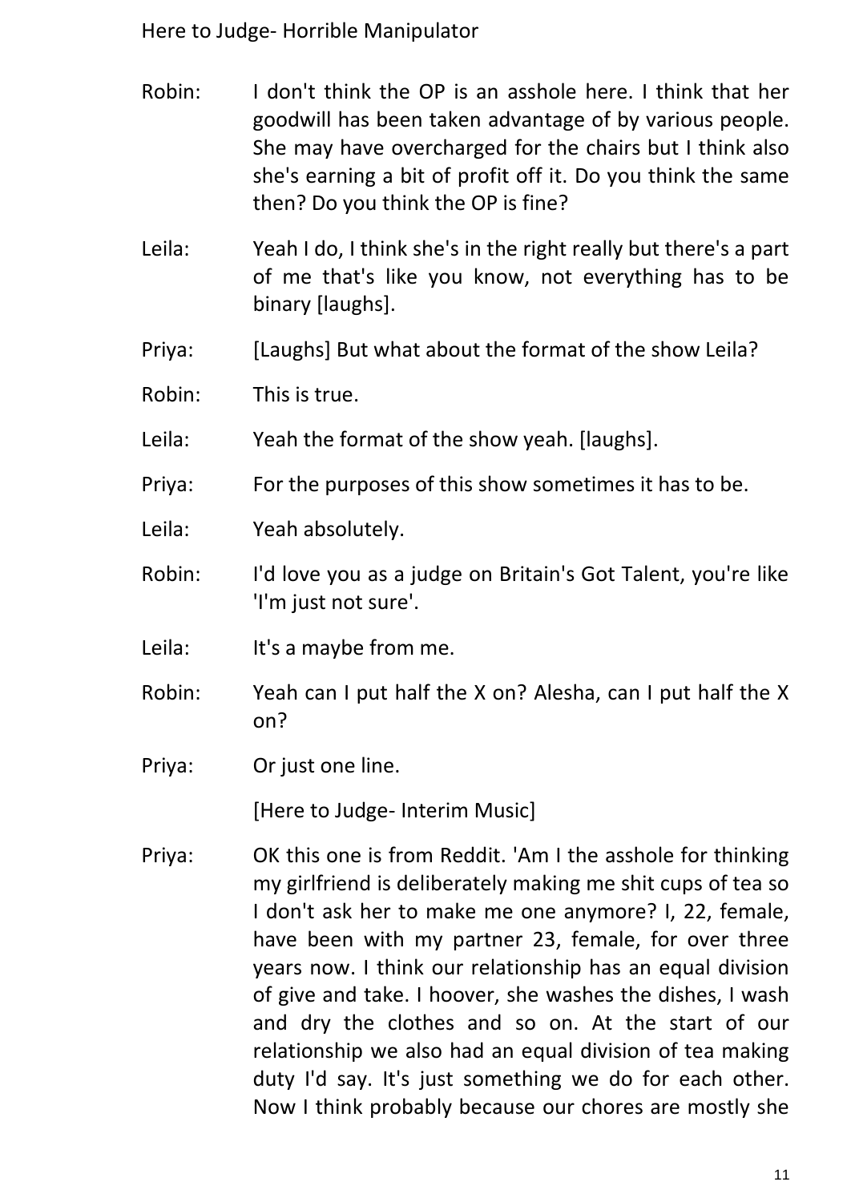Robin: I don't think the OP is an asshole here. I think that her goodwill has been taken advantage of by various people. She may have overcharged for the chairs but I think also she's earning a bit of profit off it. Do you think the same then? Do you think the OP is fine?

Leila: Yeah I do, I think she's in the right really but there's a part of me that's like you know, not everything has to be binary [laughs].

Priya: [Laughs] But what about the format of the show Leila?

Robin: This is true.

Leila: Yeah the format of the show yeah. [laughs].

Priya: For the purposes of this show sometimes it has to be.

Leila: Yeah absolutely.

Robin: I'd love you as a judge on Britain's Got Talent, you're like 'I'm just not sure'.

Leila: It's a maybe from me.

Robin: Yeah can I put half the X on? Alesha, can I put half the X on?

Priya: Or just one line.

[Here to Judge- Interim Music]

Priya: OK this one is from Reddit. 'Am I the asshole for thinking my girlfriend is deliberately making me shit cups of tea so I don't ask her to make me one anymore? I, 22, female, have been with my partner 23, female, for over three years now. I think our relationship has an equal division of give and take. I hoover, she washes the dishes, I wash and dry the clothes and so on. At the start of our relationship we also had an equal division of tea making duty I'd say. It's just something we do for each other. Now I think probably because our chores are mostly she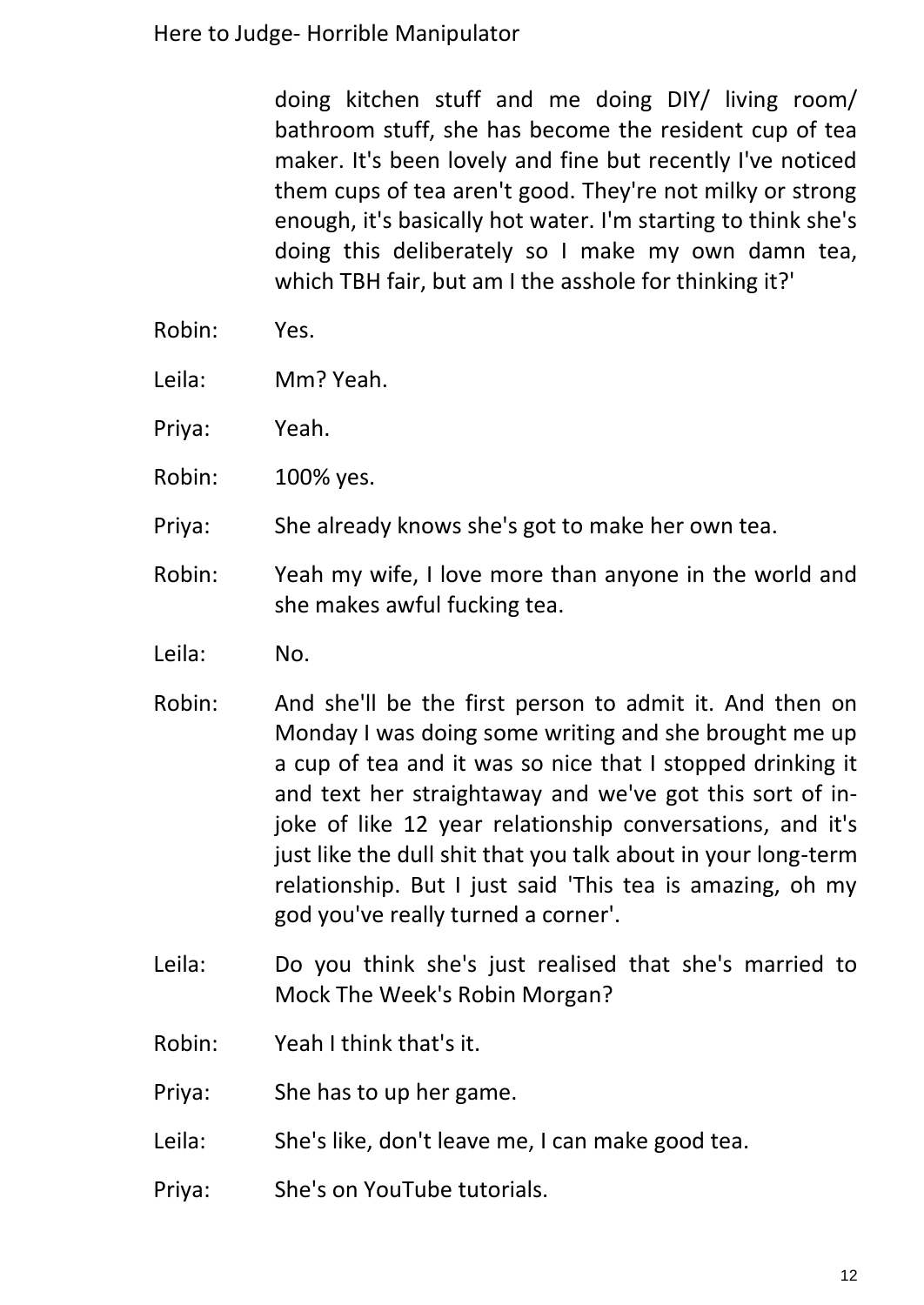doing kitchen stuff and me doing DIY/ living room/ bathroom stuff, she has become the resident cup of tea maker. It's been lovely and fine but recently I've noticed them cups of tea aren't good. They're not milky or strong enough, it's basically hot water. I'm starting to think she's doing this deliberately so I make my own damn tea, which TBH fair, but am I the asshole for thinking it?'

Robin: Yes.

Leila: Mm? Yeah.

Priya: Yeah.

Robin: 100% yes.

Priya: She already knows she's got to make her own tea.

Robin: Yeah my wife, I love more than anyone in the world and she makes awful fucking tea.

Leila: No.

Robin: And she'll be the first person to admit it. And then on Monday I was doing some writing and she brought me up a cup of tea and it was so nice that I stopped drinking it and text her straightaway and we've got this sort of in-joke of like 12 year relationship conversations, and it's just like the dull shit that you talk about in your long-term relationship. But I just said 'This tea is amazing, oh my god you've really turned a corner'.

Leila: Do you think she's just realised that she's married to Mock The Week's Robin Morgan?

Robin: Yeah I think that's it.

Priya: She has to up her game.

Leila: She's like, don't leave me, I can make good tea.

Priya: She's on YouTube tutorials.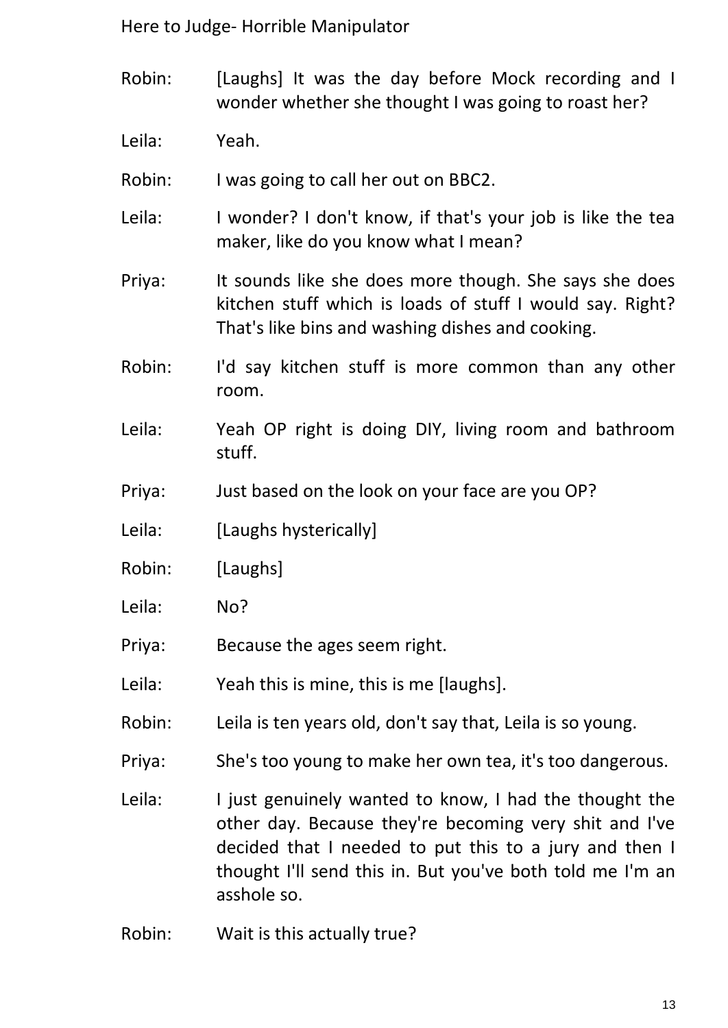Robin: [Laughs] It was the day before Mock recording and I wonder whether she thought I was going to roast her?

Leila: Yeah.

Robin: I was going to call her out on BBC2.

Leila: I wonder? I don't know, if that's your job is like the tea maker, like do you know what I mean?

Priya: It sounds like she does more though. She says she does kitchen stuff which is loads of stuff I would say. Right? That's like bins and washing dishes and cooking.

Robin: I'd say kitchen stuff is more common than any other room.

Leila: Yeah OP right is doing DIY, living room and bathroom stuff.

Priya: Just based on the look on your face are you OP?

Leila: [Laughs hysterically]

Robin: [Laughs]

Leila: No?

Priya: Because the ages seem right.

Leila: Yeah this is mine, this is me [laughs].

Robin: Leila is ten years old, don't say that, Leila is so young.

Priya: She's too young to make her own tea, it's too dangerous.

Leila: I just genuinely wanted to know, I had the thought the other day. Because they're becoming very shit and I've decided that I needed to put this to a jury and then I thought I'll send this in. But you've both told me I'm an asshole so.

Robin: Wait is this actually true?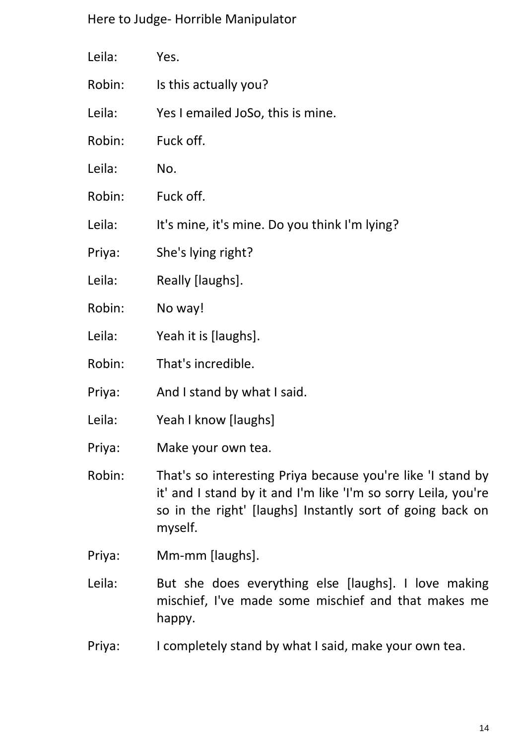Leila: Yes.

Robin: Is this actually you?

Leila: Yes I emailed JoSo, this is mine.

Robin: Fuck off.

Leila: No.

Robin: Fuck off.

Leila: It's mine, it's mine. Do you think I'm lying?

Priya: She's lying right?

Leila: Really [laughs].

Robin: No way!

Leila: Yeah it is [laughs].

Robin: That's incredible.

Priya: And I stand by what I said.

Leila: Yeah I know [laughs]

Priya: Make your own tea.

Robin: That's so interesting Priya because you're like 'I stand by it' and I stand by it and I'm like 'I'm so sorry Leila, you're so in the right' [laughs] Instantly sort of going back on myself.

Priya: Mm-mm [laughs].

Leila: But she does everything else [laughs]. I love making mischief, I've made some mischief and that makes me happy.

Priya: I completely stand by what I said, make your own tea.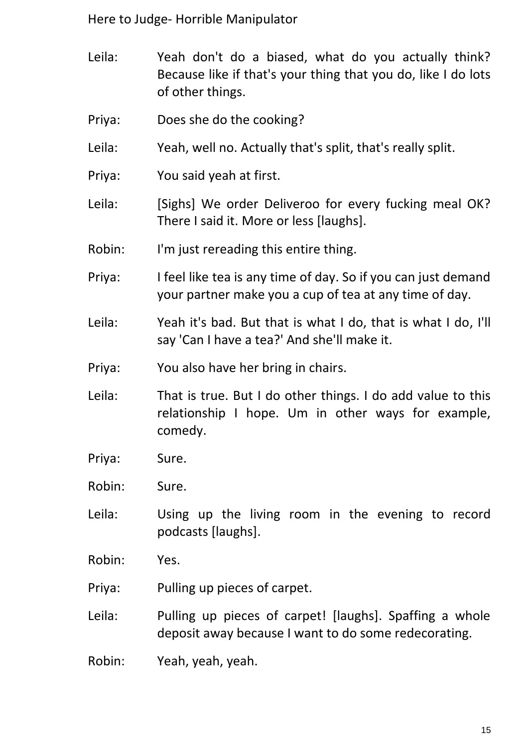Leila: Yeah don't do a biased, what do you actually think? Because like if that's your thing that you do, like I do lots of other things.

Priya: Does she do the cooking?

Leila: Yeah, well no. Actually that's split, that's really split.

Priya: You said yeah at first.

Leila: [Sighs] We order Deliveroo for every fucking meal OK? There I said it. More or less [laughs].

Robin: I'm just rereading this entire thing.

Priya: I feel like tea is any time of day. So if you can just demand your partner make you a cup of tea at any time of day.

Leila: Yeah it's bad. But that is what I do, that is what I do, I'll say 'Can I have a tea?' And she'll make it.

Priya: You also have her bring in chairs.

Leila: That is true. But I do other things. I do add value to this relationship I hope. Um in other ways for example, comedy.

Priya: Sure.

Robin: Sure.

Leila: Using up the living room in the evening to record podcasts [laughs].

Robin: Yes.

Priya: Pulling up pieces of carpet.

Leila: Pulling up pieces of carpet! [laughs]. Spaffing a whole deposit away because I want to do some redecorating.

Robin: Yeah, yeah, yeah.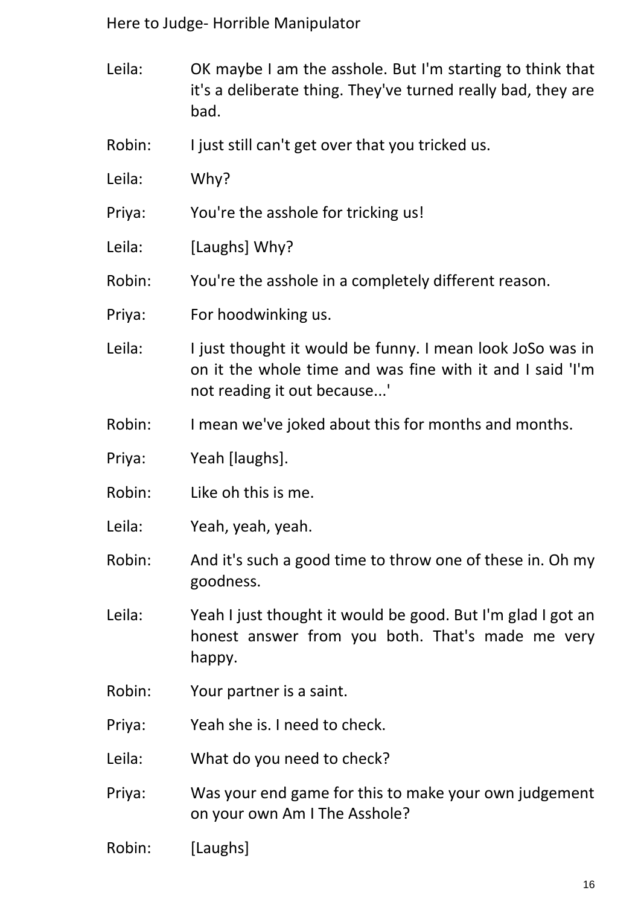Leila: OK maybe I am the asshole. But I'm starting to think that it's a deliberate thing. They've turned really bad, they are bad.

Robin: I just still can't get over that you tricked us.

Leila: Why?

Priya: You're the asshole for tricking us!

Leila: [Laughs] Why?

Robin: You're the asshole in a completely different reason.

Priya: For hoodwinking us.

Leila: I just thought it would be funny. I mean look JoSo was in on it the whole time and was fine with it and I said 'I'm not reading it out because...'

Robin: I mean we've joked about this for months and months.

Priya: Yeah [laughs].

Robin: Like oh this is me.

Leila: Yeah, yeah, yeah.

Robin: And it's such a good time to throw one of these in. Oh my goodness.

Leila: Yeah I just thought it would be good. But I'm glad I got an honest answer from you both. That's made me very happy.

Robin: Your partner is a saint.

Priya: Yeah she is. I need to check.

Leila: What do you need to check?

Priya: Was your end game for this to make your own judgement on your own Am I The Asshole?

Robin: [Laughs]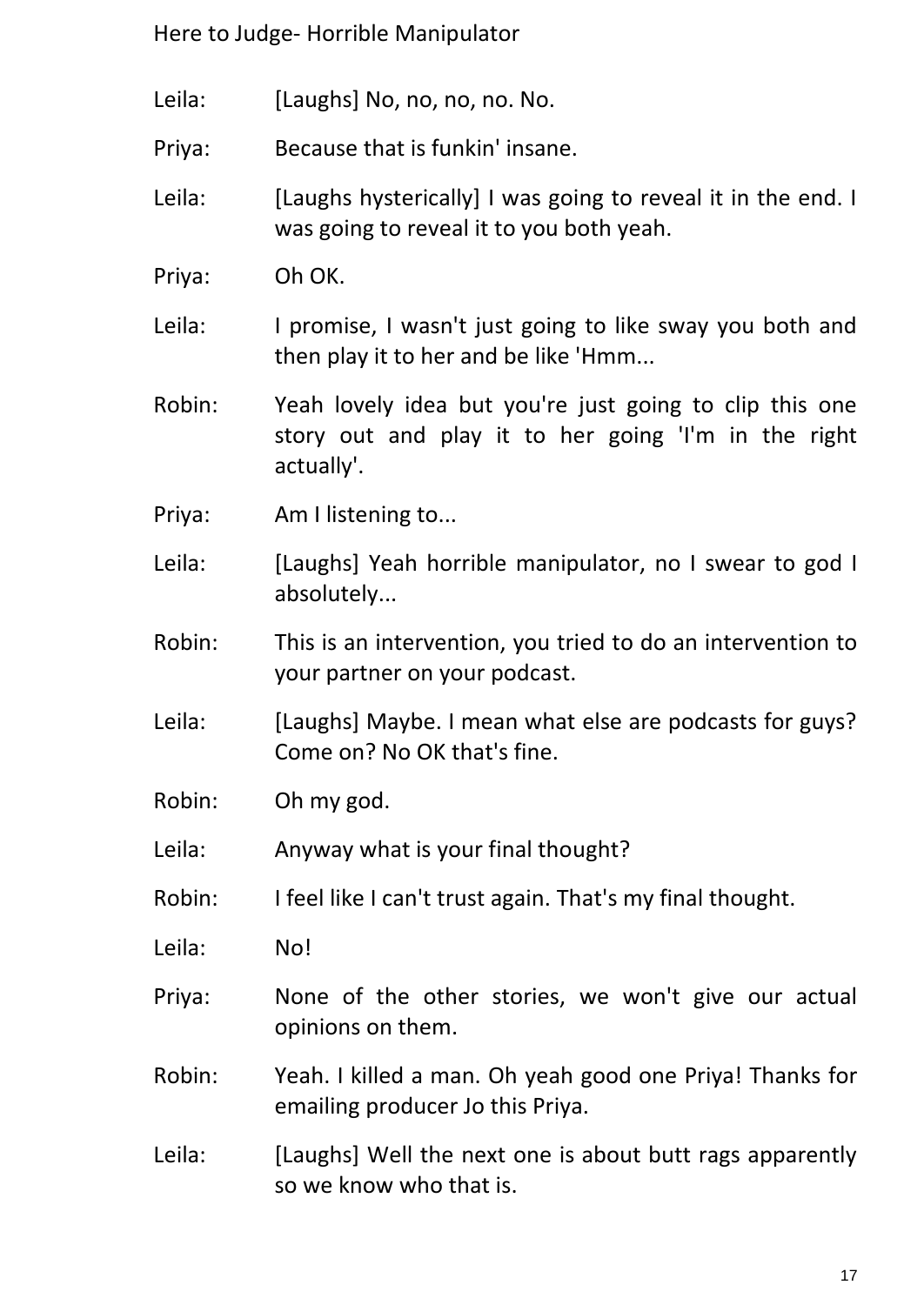Leila: [Laughs] No, no, no, no. No.

Priya: Because that is funkin' insane.

Leila: [Laughs hysterically] I was going to reveal it in the end. I was going to reveal it to you both yeah.

Priya: Oh OK.

Leila: I promise, I wasn't just going to like sway you both and then play it to her and be like 'Hmm...

Robin: Yeah lovely idea but you're just going to clip this one story out and play it to her going 'I'm in the right actually'.

Priya: Am I listening to...

Leila: [Laughs] Yeah horrible manipulator, no I swear to god I absolutely...

Robin: This is an intervention, you tried to do an intervention to your partner on your podcast.

Leila: [Laughs] Maybe. I mean what else are podcasts for guys? Come on? No OK that's fine.

Robin: Oh my god.

Leila: Anyway what is your final thought?

Robin: I feel like I can't trust again. That's my final thought.

Leila: No!

Priya: None of the other stories, we won't give our actual opinions on them.

Robin: Yeah. I killed a man. Oh yeah good one Priya! Thanks for emailing producer Jo this Priya.

Leila: [Laughs] Well the next one is about butt rags apparently so we know who that is.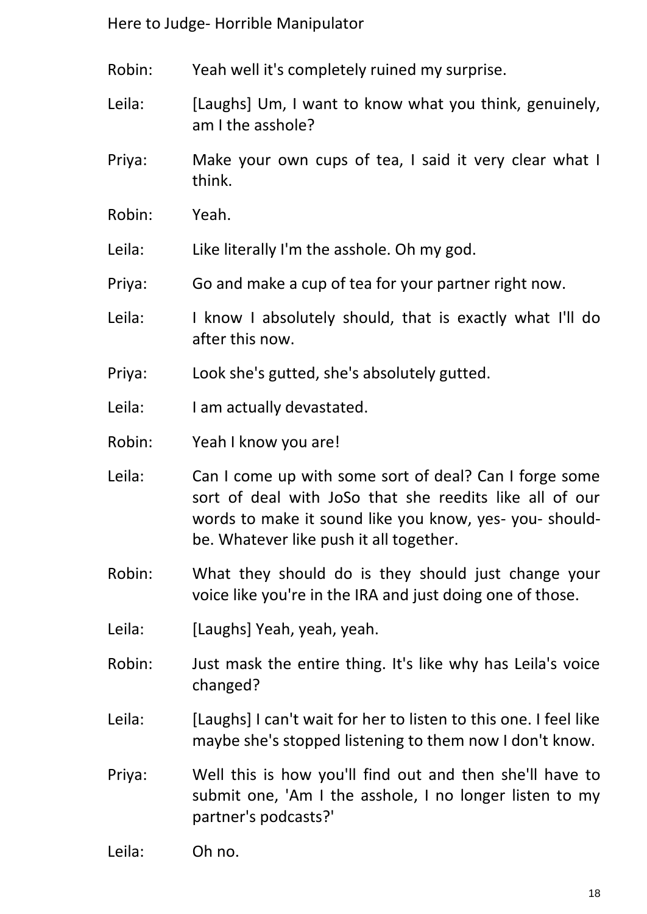Robin: Yeah well it's completely ruined my surprise.

Leila: [Laughs] Um, I want to know what you think, genuinely, am I the asshole?

Priya: Make your own cups of tea, I said it very clear what I think.

Robin: Yeah.

Leila: Like literally I'm the asshole. Oh my god.

Priya: Go and make a cup of tea for your partner right now.

Leila: I know I absolutely should, that is exactly what I'll do after this now.

Priya: Look she's gutted, she's absolutely gutted.

Leila: I am actually devastated.

Robin: Yeah I know you are!

Leila: Can I come up with some sort of deal? Can I forge some sort of deal with JoSo that she reedits like all of our words to make it sound like you know, yes- you- should-be. Whatever like push it all together.

Robin: What they should do is they should just change your voice like you're in the IRA and just doing one of those.

Leila: [Laughs] Yeah, yeah, yeah.

Robin: Just mask the entire thing. It's like why has Leila's voice changed?

Leila: [Laughs] I can't wait for her to listen to this one. I feel like maybe she's stopped listening to them now I don't know.

Priya: Well this is how you'll find out and then she'll have to submit one, 'Am I the asshole, I no longer listen to my partner's podcasts?'

Leila: Oh no.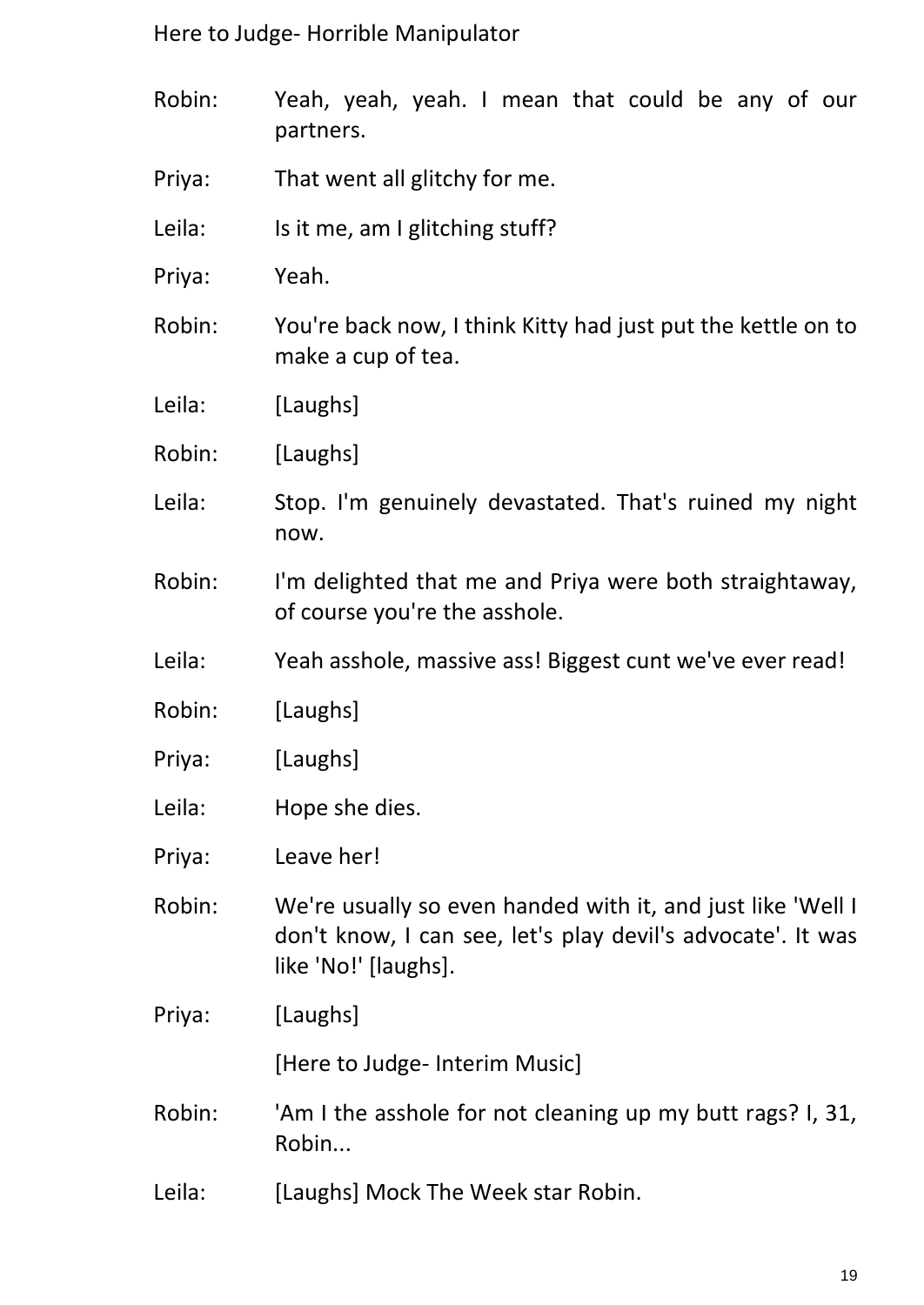Robin: Yeah, yeah, yeah. I mean that could be any of our partners.

Priya: That went all glitchy for me.

Leila: Is it me, am I glitching stuff?

Priya: Yeah.

Robin: You're back now, I think Kitty had just put the kettle on to make a cup of tea.

Leila: [Laughs]

Robin: [Laughs]

Leila: Stop. I'm genuinely devastated. That's ruined my night now.

Robin: I'm delighted that me and Priya were both straightaway, of course you're the asshole.

Leila: Yeah asshole, massive ass! Biggest cunt we've ever read!

Robin: [Laughs]

Priya: [Laughs]

Leila: Hope she dies.

Priya: Leave her!

Robin: We're usually so even handed with it, and just like 'Well I don't know, I can see, let's play devil's advocate'. It was like 'No!' [laughs].

Priya: [Laughs]

[Here to Judge- Interim Music]

Robin: 'Am I the asshole for not cleaning up my butt rags? I, 31, Robin...

Leila: [Laughs] Mock The Week star Robin.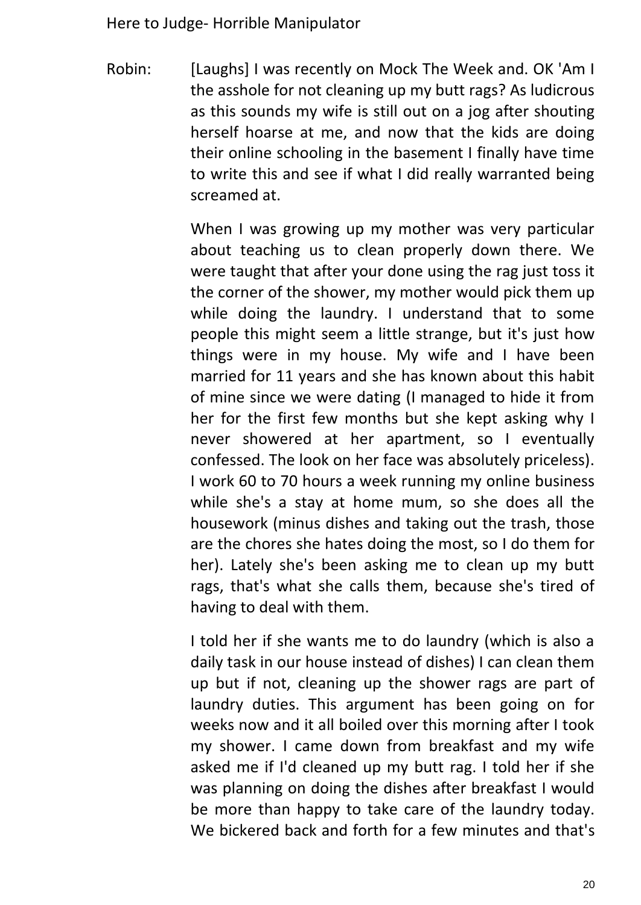Robin: [Laughs] I was recently on Mock The Week and. OK 'Am I the asshole for not cleaning up my butt rags? As ludicrous as this sounds my wife is still out on a jog after shouting herself hoarse at me, and now that the kids are doing their online schooling in the basement I finally have time to write this and see if what I did really warranted being screamed at.

When I was growing up my mother was very particular about teaching us to clean properly down there. We were taught that after your done using the rag just toss it the corner of the shower, my mother would pick them up while doing the laundry. I understand that to some people this might seem a little strange, but it's just how things were in my house. My wife and I have been married for 11 years and she has known about this habit of mine since we were dating (I managed to hide it from her for the first few months but she kept asking why I never showered at her apartment, so I eventually confessed. The look on her face was absolutely priceless). I work 60 to 70 hours a week running my online business while she's a stay at home mum, so she does all the housework (minus dishes and taking out the trash, those are the chores she hates doing the most, so I do them for her). Lately she's been asking me to clean up my butt rags, that's what she calls them, because she's tired of having to deal with them.

I told her if she wants me to do laundry (which is also a daily task in our house instead of dishes) I can clean them up but if not, cleaning up the shower rags are part of laundry duties. This argument has been going on for weeks now and it all boiled over this morning after I took my shower. I came down from breakfast and my wife asked me if I'd cleaned up my butt rag. I told her if she was planning on doing the dishes after breakfast I would be more than happy to take care of the laundry today. We bickered back and forth for a few minutes and that's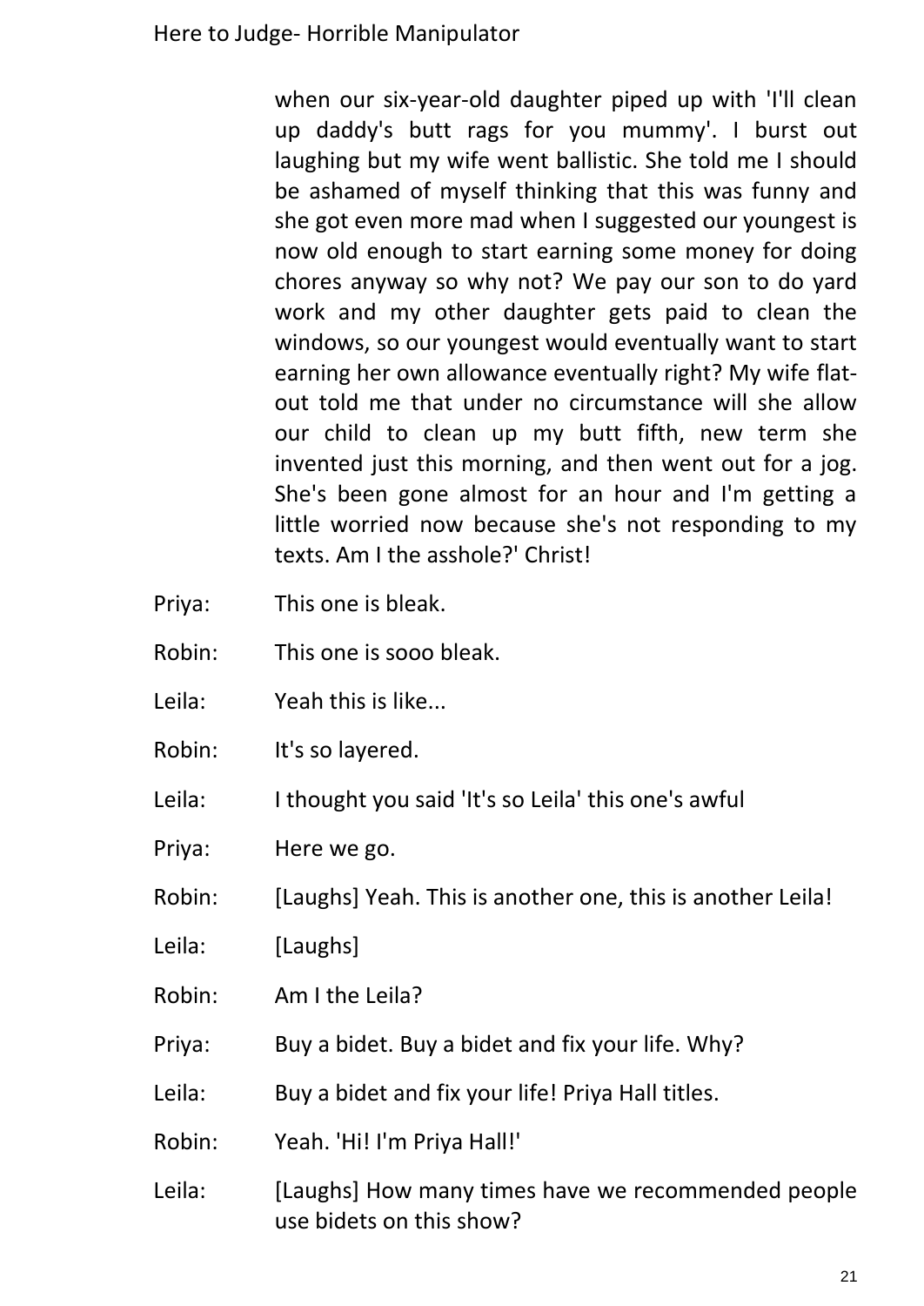when our six-year-old daughter piped up with 'I'll clean up daddy's butt rags for you mummy'. I burst out laughing but my wife went ballistic. She told me I should be ashamed of myself thinking that this was funny and she got even more mad when I suggested our youngest is now old enough to start earning some money for doing chores anyway so why not? We pay our son to do yard work and my other daughter gets paid to clean the windows, so our youngest would eventually want to start earning her own allowance eventually right? My wife flat-out told me that under no circumstance will she allow our child to clean up my butt fifth, new term she invented just this morning, and then went out for a jog. She's been gone almost for an hour and I'm getting a little worried now because she's not responding to my texts. Am I the asshole?' Christ!

Priya: This one is bleak.

Robin: This one is sooo bleak.

Leila: Yeah this is like...

Robin: It's so layered.

Leila: I thought you said 'It's so Leila' this one's awful

Priya: Here we go.

Robin: [Laughs] Yeah. This is another one, this is another Leila!

Leila: [Laughs]

Robin: Am I the Leila?

Priya: Buy a bidet. Buy a bidet and fix your life. Why?

Leila: Buy a bidet and fix your life! Priya Hall titles.

Robin: Yeah. 'Hi! I'm Priya Hall!'

Leila: [Laughs] How many times have we recommended people use bidets on this show?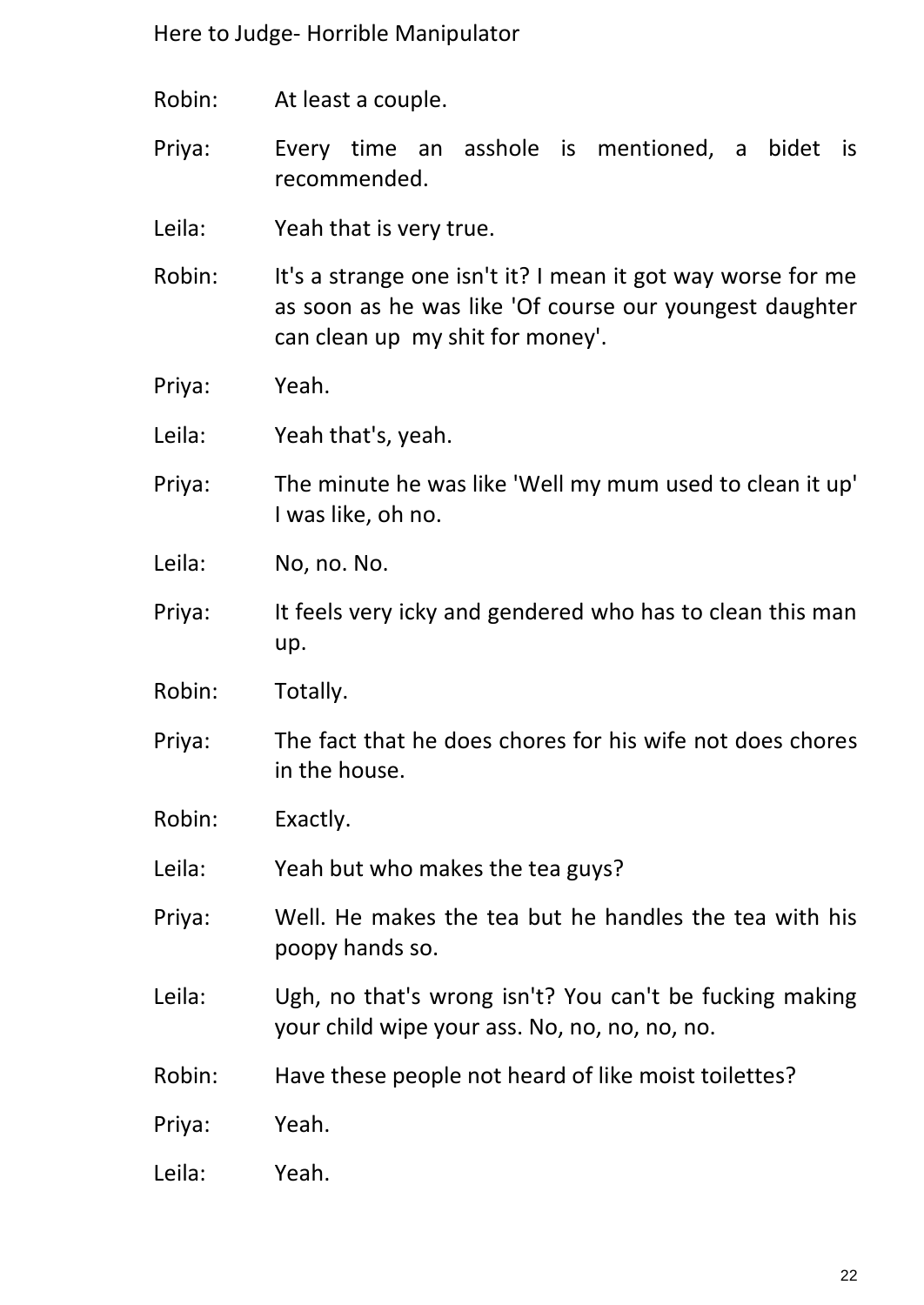Robin: At least a couple.

Priya: Every time an asshole is mentioned, a bidet is recommended.

Leila: Yeah that is very true.

Robin: It's a strange one isn't it? I mean it got way worse for me as soon as he was like 'Of course our youngest daughter can clean up my shit for money'.

Priya: Yeah.

Leila: Yeah that's, yeah.

Priya: The minute he was like 'Well my mum used to clean it up' I was like, oh no.

Leila: No, no. No.

Priya: It feels very icky and gendered who has to clean this man up.

Robin: Totally.

Priya: The fact that he does chores for his wife not does chores in the house.

Robin: Exactly.

Leila: Yeah but who makes the tea guys?

Priya: Well. He makes the tea but he handles the tea with his poopy hands so.

Leila: Ugh, no that's wrong isn't? You can't be fucking making your child wipe your ass. No, no, no, no, no.

Robin: Have these people not heard of like moist toilettes?

Priya: Yeah.

Leila: Yeah.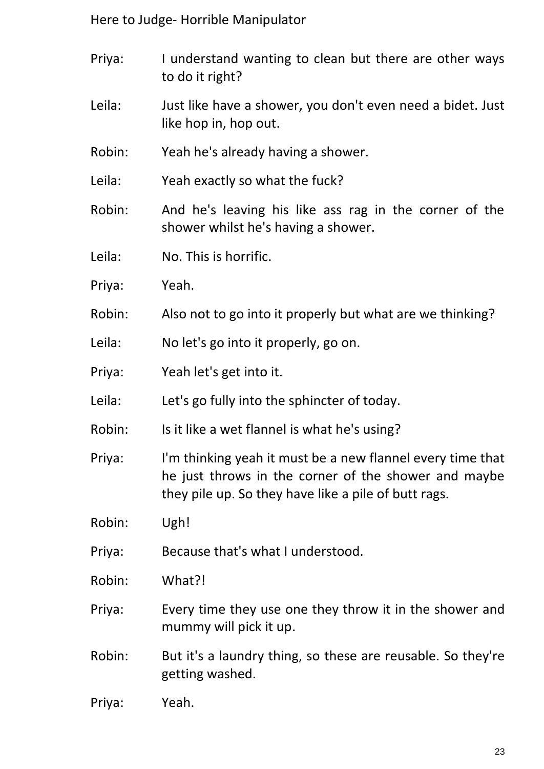Priya: I understand wanting to clean but there are other ways to do it right?

Leila: Just like have a shower, you don't even need a bidet. Just like hop in, hop out.

Robin: Yeah he's already having a shower.

Leila: Yeah exactly so what the fuck?

Robin: And he's leaving his like ass rag in the corner of the shower whilst he's having a shower.

Leila: No. This is horrific.

Priya: Yeah.

Robin: Also not to go into it properly but what are we thinking?

Leila: No let's go into it properly, go on.

Priya: Yeah let's get into it.

Leila: Let's go fully into the sphincter of today.

Robin: Is it like a wet flannel is what he's using?

Priya: I'm thinking yeah it must be a new flannel every time that he just throws in the corner of the shower and maybe they pile up. So they have like a pile of butt rags.

Robin: Ugh!

Priya: Because that's what I understood.

Robin: What?!

Priya: Every time they use one they throw it in the shower and mummy will pick it up.

Robin: But it's a laundry thing, so these are reusable. So they're getting washed.

Priya: Yeah.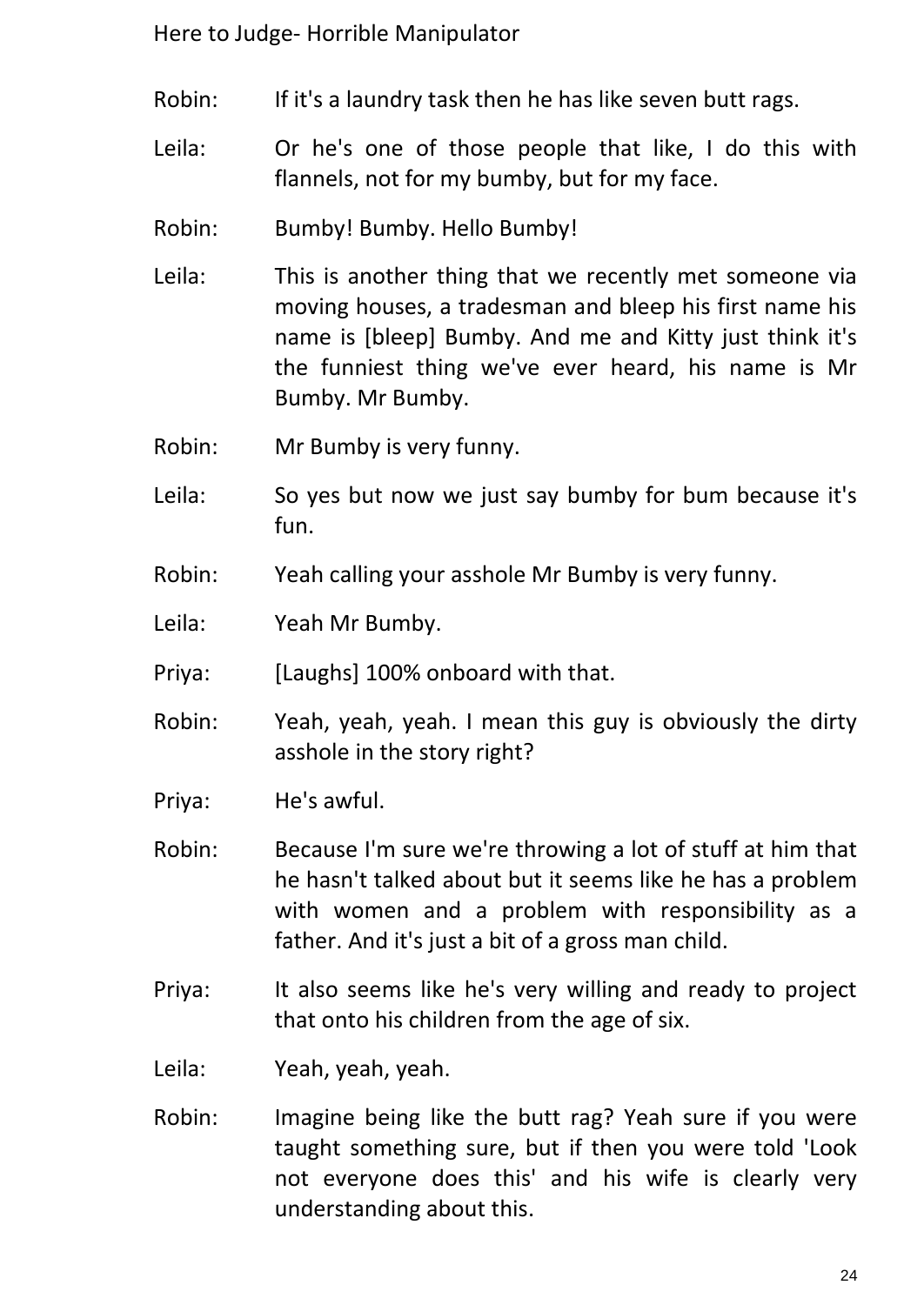Robin: If it's a laundry task then he has like seven butt rags.

Leila: Or he's one of those people that like, I do this with flannels, not for my bumby, but for my face.

Robin: Bumby! Bumby. Hello Bumby!

Leila: This is another thing that we recently met someone via moving houses, a tradesman and bleep his first name his name is [bleep] Bumby. And me and Kitty just think it's the funniest thing we've ever heard, his name is Mr Bumby. Mr Bumby.

Robin: Mr Bumby is very funny.

Leila: So yes but now we just say bumby for bum because it's fun.

Robin: Yeah calling your asshole Mr Bumby is very funny.

Leila: Yeah Mr Bumby.

Priya: [Laughs] 100% onboard with that.

Robin: Yeah, yeah, yeah. I mean this guy is obviously the dirty asshole in the story right?

Priya: He's awful.

Robin: Because I'm sure we're throwing a lot of stuff at him that he hasn't talked about but it seems like he has a problem with women and a problem with responsibility as a father. And it's just a bit of a gross man child.

Priya: It also seems like he's very willing and ready to project that onto his children from the age of six.

Leila: Yeah, yeah, yeah.

Robin: Imagine being like the butt rag? Yeah sure if you were taught something sure, but if then you were told 'Look not everyone does this' and his wife is clearly very understanding about this.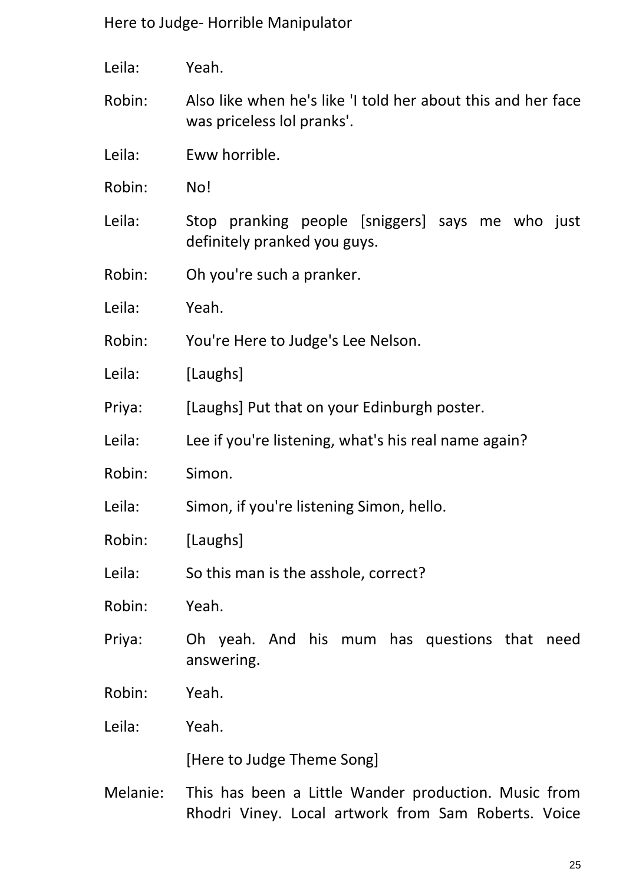Leila: Yeah.

Robin: Also like when he's like 'I told her about this and her face was priceless lol pranks'.

Leila: Eww horrible.

Robin: No!

Leila: Stop pranking people [sniggers] says me who just definitely pranked you guys.

Robin: Oh you're such a pranker.

Leila: Yeah.

Robin: You're Here to Judge's Lee Nelson.

Leila: [Laughs]

Priya: [Laughs] Put that on your Edinburgh poster.

Leila: Lee if you're listening, what's his real name again?

Robin: Simon.

Leila: Simon, if you're listening Simon, hello.

Robin: [Laughs]

Leila: So this man is the asshole, correct?

Robin: Yeah.

Priya: Oh yeah. And his mum has questions that need answering.

Robin: Yeah.

Leila: Yeah.

[Here to Judge Theme Song]

Melanie: This has been a Little Wander production. Music from Rhodri Viney. Local artwork from Sam Roberts. Voice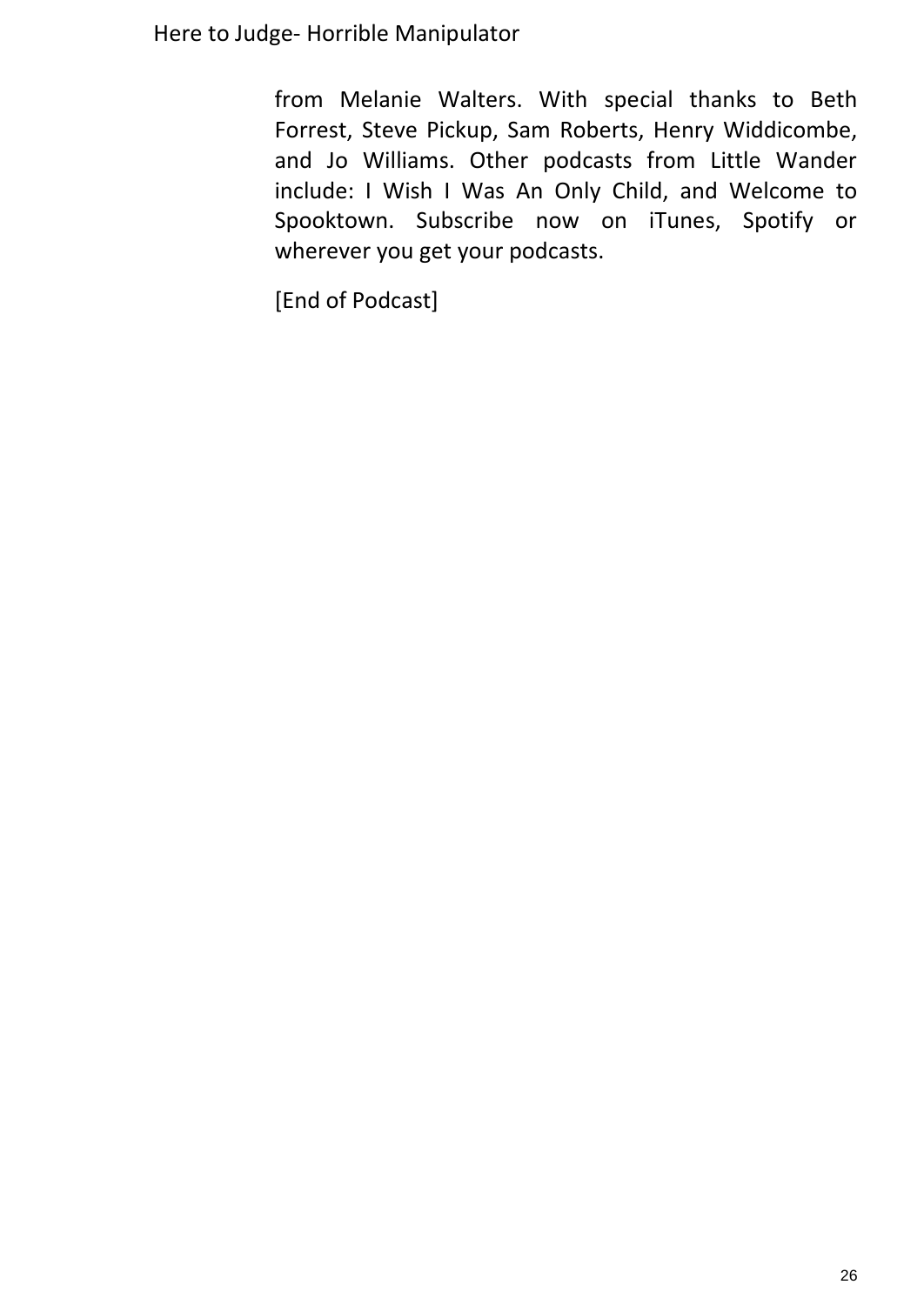from Melanie Walters. With special thanks to Beth Forrest, Steve Pickup, Sam Roberts, Henry Widdicombe, and Jo Williams. Other podcasts from Little Wander include: I Wish I Was An Only Child, and Welcome to Spooktown. Subscribe now on iTunes, Spotify or wherever you get your podcasts.

[End of Podcast]